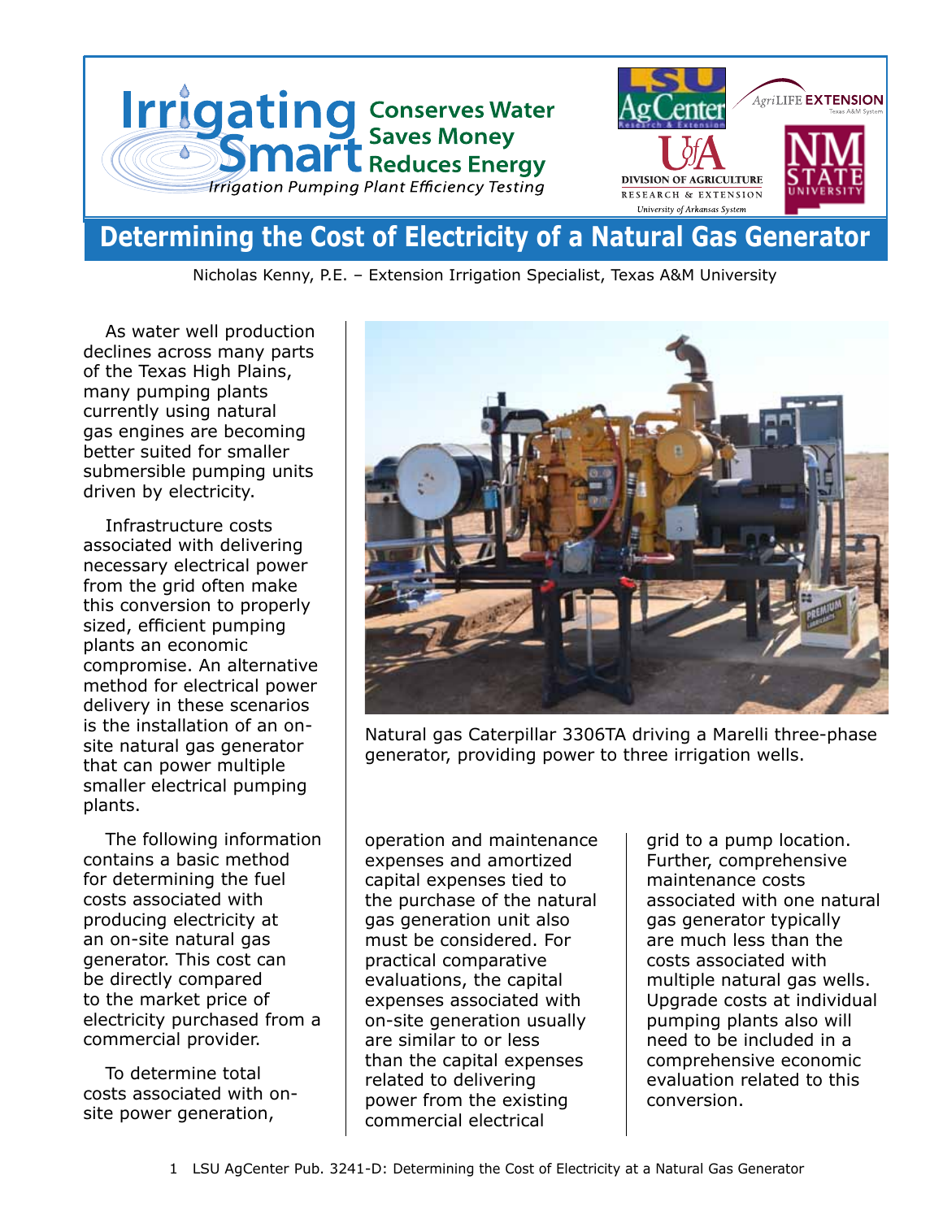Irrigating Smart — Conserves Water, Saves Money, Reduces Energy

*Irrigation Pumping Plant Efficiency Testing*

# Determining the Cost of Electricity of a Natural Gas Generator

Nicholas Kenny, P.E. – Extension Irrigation Specialist, Texas A&M University

As water well production declines across many parts of the Texas High Plains, many pumping plants currently using natural gas engines are becoming better suited for smaller submersible pumping units driven by electricity.

Infrastructure costs associated with delivering necessary electrical power from the grid often make this conversion to properly sized, efficient pumping plants an economic compromise. An alternative method for electrical power delivery in these scenarios is the installation of an on-site natural gas generator that can power multiple smaller electrical pumping plants.

The following information contains a basic method for determining the fuel costs associated with producing electricity at an on-site natural gas generator. This cost can be directly compared to the market price of electricity purchased from a commercial provider.

To determine total costs associated with on-site power generation, operation and maintenance expenses and amortized capital expenses tied to the purchase of the natural gas generation unit also must be considered. For practical comparative evaluations, the capital expenses associated with on-site generation usually are similar to or less than the capital expenses related to delivering power from the existing commercial electrical grid to a pump location. Further, comprehensive maintenance costs associated with one natural gas generator typically are much less than the costs associated with multiple natural gas wells. Upgrade costs at individual pumping plants also will need to be included in a comprehensive economic evaluation related to this conversion.

Natural gas Caterpillar 3306TA driving a Marelli three-phase generator, providing power to three irrigation wells.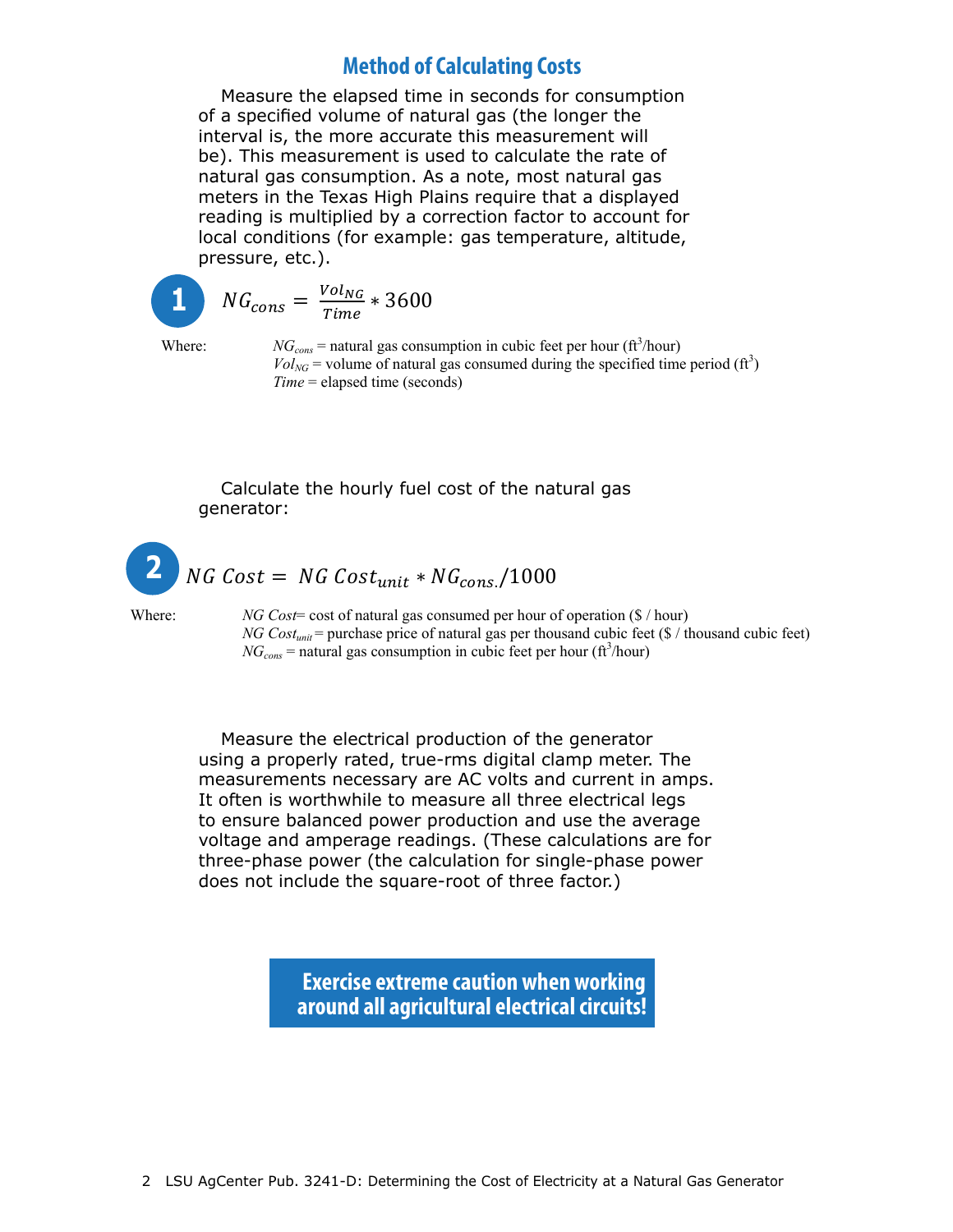## Method of Calculating Costs

Measure the elapsed time in seconds for consumption of a specified volume of natural gas (the longer the interval is, the more accurate this measurement will be). This measurement is used to calculate the rate of natural gas consumption. As a note, most natural gas meters in the Texas High Plains require that a displayed reading is multiplied by a correction factor to account for local conditions (for example: gas temperature, altitude, pressure, etc.).

**1**

$$NG_{cons} = \frac{Vol_{NG}}{Time} * 3600$$

Where:

$NG_{cons}$ = natural gas consumption in cubic feet per hour ($ft^3$/hour)
$Vol_{NG}$ = volume of natural gas consumed during the specified time period ($ft^3$)
$Time$ = elapsed time (seconds)

Calculate the hourly fuel cost of the natural gas generator:

**2**

$$NG\ Cost = NG\ Cost_{unit} * NG_{cons.}/1000$$

Where:

$NG\ Cost$= cost of natural gas consumed per hour of operation ($ / hour)
$NG\ Cost_{unit}$ = purchase price of natural gas per thousand cubic feet ($ / thousand cubic feet)
$NG_{cons}$ = natural gas consumption in cubic feet per hour ($ft^3$/hour)

Measure the electrical production of the generator using a properly rated, true-rms digital clamp meter. The measurements necessary are AC volts and current in amps. It often is worthwhile to measure all three electrical legs to ensure balanced power production and use the average voltage and amperage readings. (These calculations are for three-phase power (the calculation for single-phase power does not include the square-root of three factor.)

**Exercise extreme caution when working around all agricultural electrical circuits!**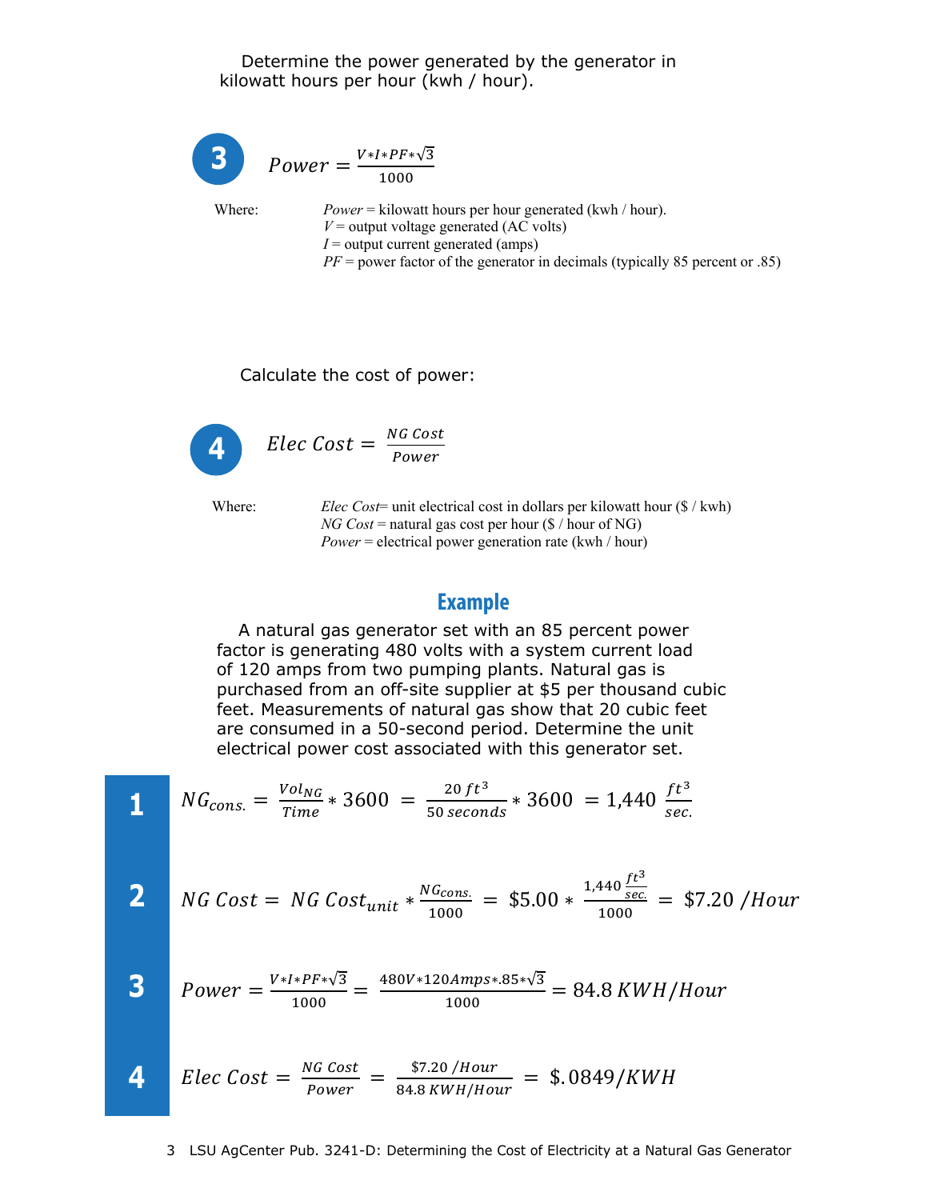Determine the power generated by the generator in kilowatt hours per hour (kwh / hour).

**3**

$$Power = \frac{V*I*PF*\sqrt{3}}{1000}$$

Where: *Power* = kilowatt hours per hour generated (kwh / hour).
*V* = output voltage generated (AC volts)
*I* = output current generated (amps)
*PF* = power factor of the generator in decimals (typically 85 percent or .85)

Calculate the cost of power:

**4**

$$Elec\ Cost = \frac{NG\ Cost}{Power}$$

Where: *Elec Cost*= unit electrical cost in dollars per kilowatt hour ($ / kwh)
*NG Cost* = natural gas cost per hour ($ / hour of NG)
*Power* = electrical power generation rate (kwh / hour)

## Example

A natural gas generator set with an 85 percent power factor is generating 480 volts with a system current load of 120 amps from two pumping plants. Natural gas is purchased from an off-site supplier at $5 per thousand cubic feet. Measurements of natural gas show that 20 cubic feet are consumed in a 50-second period. Determine the unit electrical power cost associated with this generator set.

**1**

$$NG_{cons.} = \frac{Vol_{NG}}{Time} * 3600 = \frac{20\ ft^3}{50\ seconds} * 3600 = 1{,}440\ \frac{ft^3}{sec.}$$

**2**

$$NG\ Cost = NG\ Cost_{unit} * \frac{NG_{cons.}}{1000} = \$5.00 * \frac{1{,}440\ \frac{ft^3}{sec.}}{1000} = \$7.20\ /Hour$$

**3**

$$Power = \frac{V*I*PF*\sqrt{3}}{1000} = \frac{480V*120Amps*.85*\sqrt{3}}{1000} = 84.8\ KWH/Hour$$

**4**

$$Elec\ Cost = \frac{NG\ Cost}{Power} = \frac{\$7.20\ /Hour}{84.8\ KWH/Hour} = \$.0849/KWH$$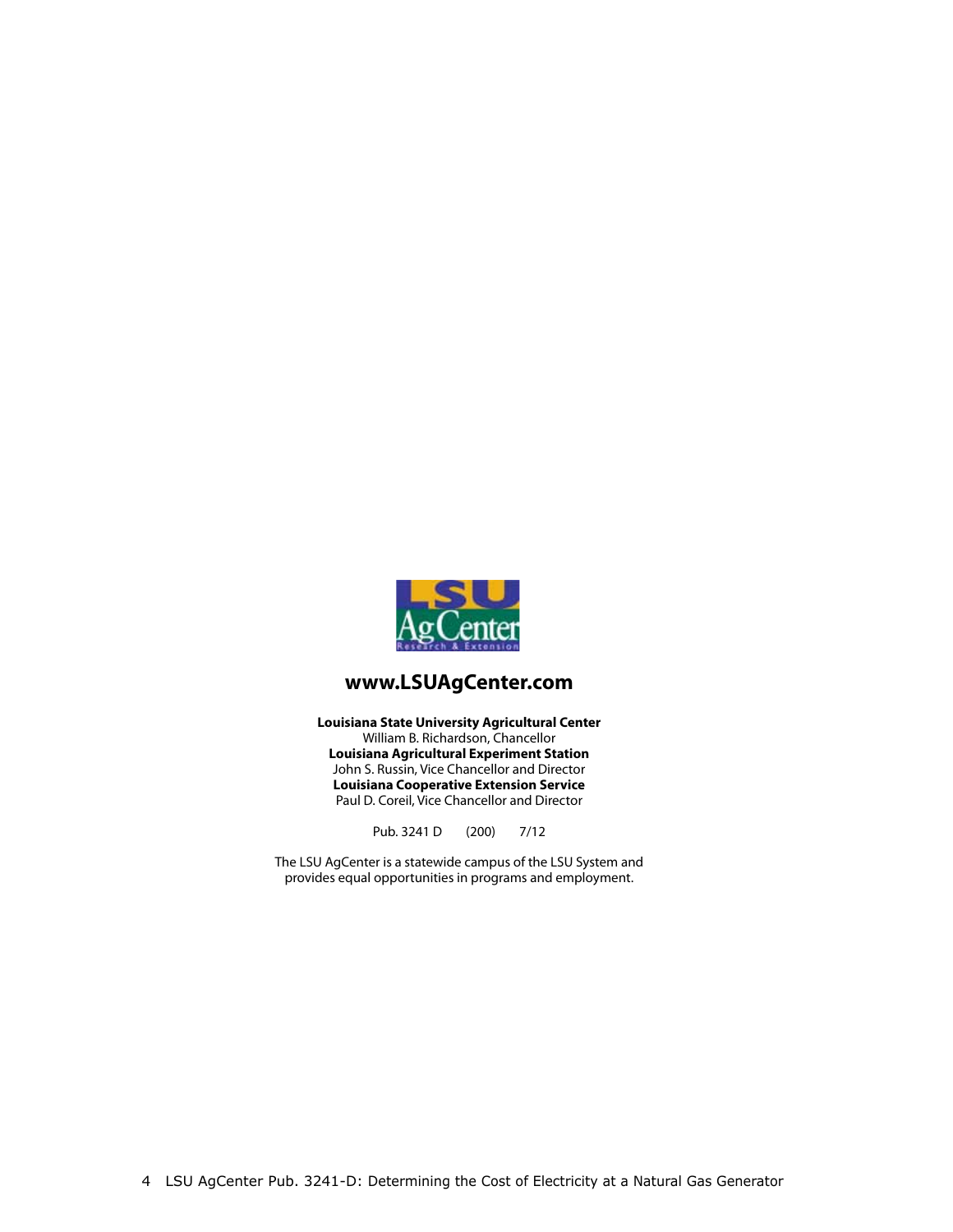**www.LSUAgCenter.com**

**Louisiana State University Agricultural Center**
William B. Richardson, Chancellor
**Louisiana Agricultural Experiment Station**
John S. Russin, Vice Chancellor and Director
**Louisiana Cooperative Extension Service**
Paul D. Coreil, Vice Chancellor and Director

Pub. 3241 D (200) 7/12

The LSU AgCenter is a statewide campus of the LSU System and provides equal opportunities in programs and employment.